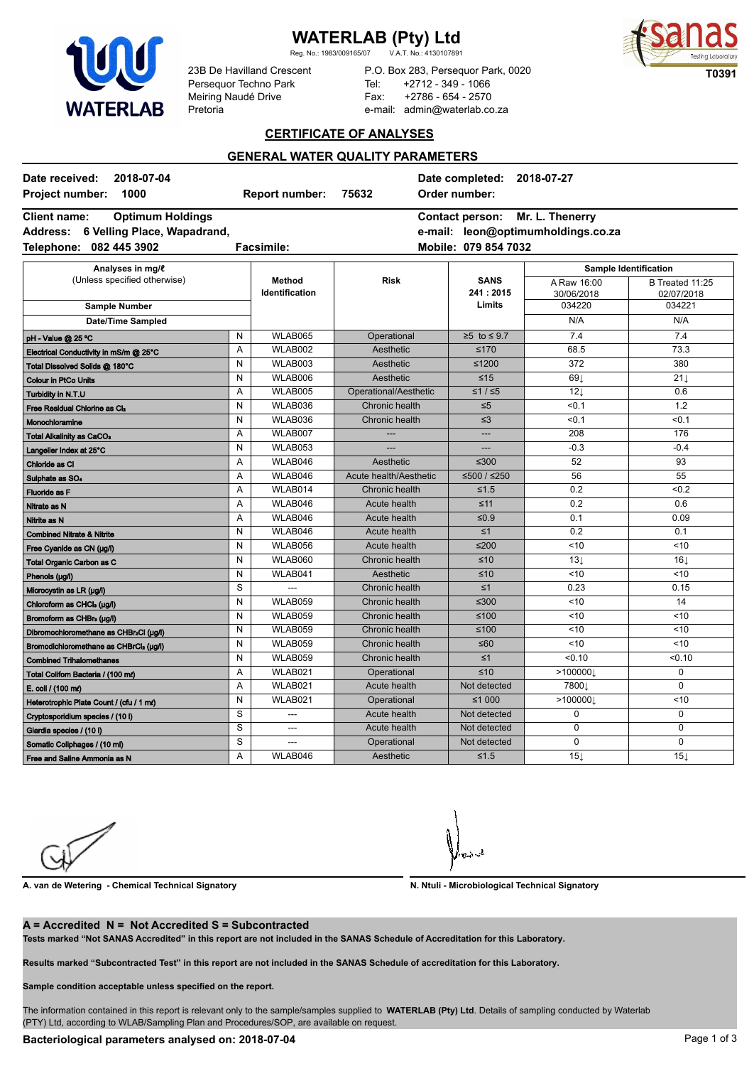# WATERLAB (Pty) Ltd

Reg. No.: 1983/009165/07 V.A.T. No.: 4130107891

23B De Havilland Crescent
Persequor Techno Park
Meiring Naudé Drive
Pretoria

P.O. Box 283, Persequor Park, 0020
Tel: +2712 - 349 - 1066
Fax: +2786 - 654 - 2570
e-mail: admin@waterlab.co.za

T0391

## CERTIFICATE OF ANALYSES

### GENERAL WATER QUALITY PARAMETERS

**Date received:** 2018-07-04 **Date completed:** 2018-07-27
**Project number:** 1000 **Report number:** 75632 **Order number:**

**Client name:** Optimum Holdings **Contact person:** Mr. L. Thenerry
**Address:** 6 Velling Place, Wapadrand, **e-mail:** leon@optimumholdings.co.za
**Telephone:** 082 445 3902 **Facsimile:** **Mobile:** 079 854 7032

| Analyses in mg/ℓ (Unless specified otherwise) | | Method Identification | Risk | SANS 241 : 2015 Limits | Sample Identification | |
|---|---|---|---|---|---|---|
| | | | | | A Raw 16:00 30/06/2018 | B Treated 11:25 02/07/2018 |
| Sample Number | | | | | 034220 | 034221 |
| Date/Time Sampled | | | | | N/A | N/A |
| pH - Value @ 25 °C | N | WLAB065 | Operational | ≥5 to ≤ 9.7 | 7.4 | 7.4 |
| Electrical Conductivity in mS/m @ 25°C | A | WLAB002 | Aesthetic | ≤170 | 68.5 | 73.3 |
| Total Dissolved Solids @ 180°C | N | WLAB003 | Aesthetic | ≤1200 | 372 | 380 |
| Colour in PtCo Units | N | WLAB006 | Aesthetic | ≤15 | 69↓ | 21↓ |
| Turbidity in N.T.U | A | WLAB005 | Operational/Aesthetic | ≤1 / ≤5 | 12↓ | 0.6 |
| Free Residual Chlorine as $Cl_2$ | N | WLAB036 | Chronic health | ≤5 | <0.1 | 1.2 |
| Monochloramine | N | WLAB036 | Chronic health | ≤3 | <0.1 | <0.1 |
| Total Alkalinity as $CaCO_3$ | A | WLAB007 | --- | --- | 208 | 176 |
| Langelier Index at 25°C | N | WLAB053 | --- | --- | -0.3 | -0.4 |
| Chloride as Cl | A | WLAB046 | Aesthetic | ≤300 | 52 | 93 |
| Sulphate as $SO_4$ | A | WLAB046 | Acute health/Aesthetic | ≤500 / ≤250 | 56 | 55 |
| Fluoride as F | A | WLAB014 | Chronic health | ≤1.5 | 0.2 | <0.2 |
| Nitrate as N | A | WLAB046 | Acute health | ≤11 | 0.2 | 0.6 |
| Nitrite as N | A | WLAB046 | Acute health | ≤0.9 | 0.1 | 0.09 |
| Combined Nitrate & Nitrite | N | WLAB046 | Acute health | ≤1 | 0.2 | 0.1 |
| Free Cyanide as CN (µg/l) | N | WLAB056 | Acute health | ≤200 | <10 | <10 |
| Total Organic Carbon as C | N | WLAB060 | Chronic health | ≤10 | 13↓ | 16↓ |
| Phenols (µg/l) | N | WLAB041 | Aesthetic | ≤10 | <10 | <10 |
| Microcystin as LR (µg/l) | S | --- | Chronic health | ≤1 | 0.23 | 0.15 |
| Chloroform as $CHCl_3$ (µg/l) | N | WLAB059 | Chronic health | ≤300 | <10 | 14 |
| Bromoform as $CHBr_3$ (µg/l) | N | WLAB059 | Chronic health | ≤100 | <10 | <10 |
| Dibromochloromethane as $CHBr_2Cl$ (µg/l) | N | WLAB059 | Chronic health | ≤100 | <10 | <10 |
| Bromodichloromethane as $CHBrCl_2$ (µg/l) | N | WLAB059 | Chronic health | ≤60 | <10 | <10 |
| Combined Trihalomethanes | N | WLAB059 | Chronic health | ≤1 | <0.10 | <0.10 |
| Total Coliform Bacteria / (100 mℓ) | A | WLAB021 | Operational | ≤10 | >100000↓ | 0 |
| E. coli / (100 mℓ) | A | WLAB021 | Acute health | Not detected | 7800↓ | 0 |
| Heterotrophic Plate Count / (cfu / 1 mℓ) | N | WLAB021 | Operational | ≤1 000 | >100000↓ | <10 |
| Cryptosporidium species / (10 l) | S | --- | Acute health | Not detected | 0 | 0 |
| Giardia species / (10 l) | S | --- | Acute health | Not detected | 0 | 0 |
| Somatic Coliphages / (10 ml) | S | --- | Operational | Not detected | 0 | 0 |
| Free and Saline Ammonia as N | A | WLAB046 | Aesthetic | ≤1.5 | 15↓ | 15↓ |

A. van de Wetering - Chemical Technical Signatory

N. Ntuli - Microbiological Technical Signatory

**A = Accredited N = Not Accredited S = Subcontracted**

**Tests marked "Not SANAS Accredited" in this report are not included in the SANAS Schedule of Accreditation for this Laboratory.**

**Results marked "Subcontracted Test" in this report are not included in the SANAS Schedule of accreditation for this Laboratory.**

**Sample condition acceptable unless specified on the report.**

The information contained in this report is relevant only to the sample/samples supplied to **WATERLAB (Pty) Ltd**. Details of sampling conducted by Waterlab (PTY) Ltd, according to WLAB/Sampling Plan and Procedures/SOP, are available on request.

**Bacteriological parameters analysed on: 2018-07-04**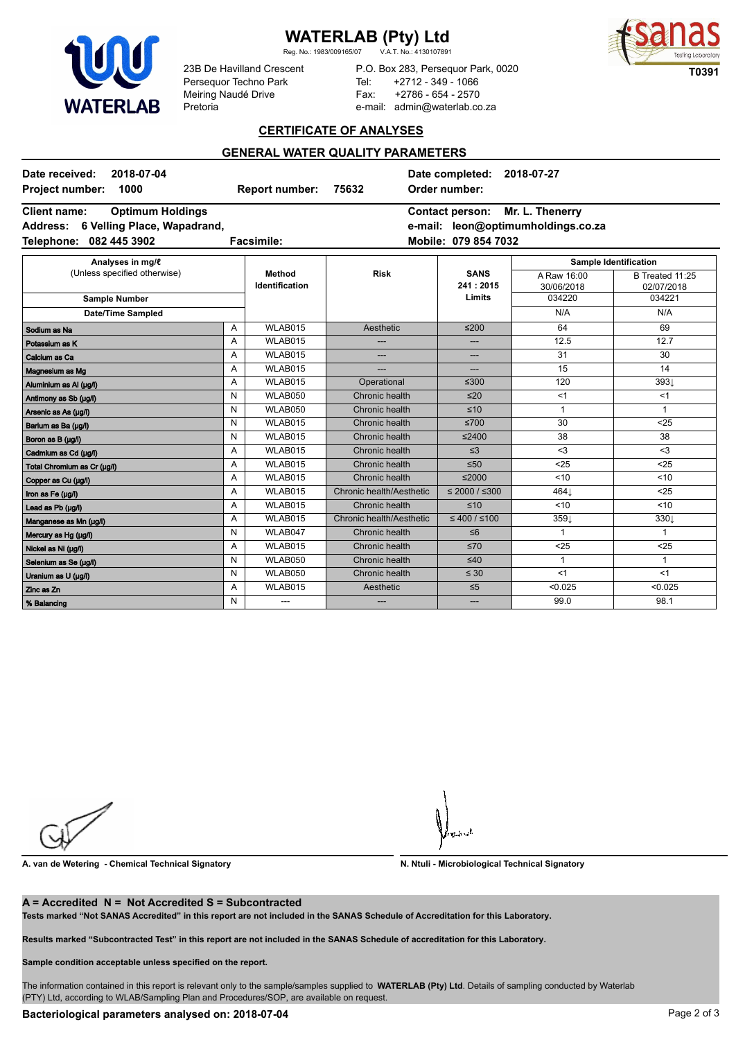# WATERLAB (Pty) Ltd

Reg. No.: 1983/009165/07 V.A.T. No.: 4130107891

23B De Havilland Crescent
Persequor Techno Park
Meiring Naudé Drive
Pretoria

P.O. Box 283, Persequor Park, 0020
Tel: +2712 - 349 - 1066
Fax: +2786 - 654 - 2570
e-mail: admin@waterlab.co.za

T0391

## CERTIFICATE OF ANALYSES

### GENERAL WATER QUALITY PARAMETERS

**Date received:** 2018-07-04 **Date completed:** 2018-07-27
**Project number:** 1000 **Report number:** 75632 **Order number:**

**Client name:** Optimum Holdings **Contact person:** Mr. L. Thenerry
**Address:** 6 Velling Place, Wapadrand, **e-mail:** leon@optimumholdings.co.za
**Telephone:** 082 445 3902 **Facsimile:** **Mobile:** 079 854 7032

| Analyses in mg/ℓ (Unless specified otherwise) | | Method Identification | Risk | SANS 241 : 2015 Limits | Sample Identification | |
|---|---|---|---|---|---|---|
| | | | | | A Raw 16:00 30/06/2018 | B Treated 11:25 02/07/2018 |
| Sample Number | | | | | 034220 | 034221 |
| Date/Time Sampled | | | | | N/A | N/A |
| Sodium as Na | A | WLAB015 | Aesthetic | ≤200 | 64 | 69 |
| Potassium as K | A | WLAB015 | --- | --- | 12.5 | 12.7 |
| Calcium as Ca | A | WLAB015 | --- | --- | 31 | 30 |
| Magnesium as Mg | A | WLAB015 | --- | --- | 15 | 14 |
| Aluminium as Al (µg/l) | A | WLAB015 | Operational | ≤300 | 120 | 393↓ |
| Antimony as Sb (µg/l) | N | WLAB050 | Chronic health | ≤20 | <1 | <1 |
| Arsenic as As (µg/l) | N | WLAB050 | Chronic health | ≤10 | 1 | 1 |
| Barium as Ba (µg/l) | N | WLAB015 | Chronic health | ≤700 | 30 | <25 |
| Boron as B (µg/l) | N | WLAB015 | Chronic health | ≤2400 | 38 | 38 |
| Cadmium as Cd (µg/l) | A | WLAB015 | Chronic health | ≤3 | <3 | <3 |
| Total Chromium as Cr (µg/l) | A | WLAB015 | Chronic health | ≤50 | <25 | <25 |
| Copper as Cu (µg/l) | A | WLAB015 | Chronic health | ≤2000 | <10 | <10 |
| Iron as Fe (µg/l) | A | WLAB015 | Chronic health/Aesthetic | ≤ 2000 / ≤300 | 464↓ | <25 |
| Lead as Pb (µg/l) | A | WLAB015 | Chronic health | ≤10 | <10 | <10 |
| Manganese as Mn (µg/l) | A | WLAB015 | Chronic health/Aesthetic | ≤ 400 / ≤100 | 359↓ | 330↓ |
| Mercury as Hg (µg/l) | N | WLAB047 | Chronic health | ≤6 | 1 | 1 |
| Nickel as Ni (µg/l) | A | WLAB015 | Chronic health | ≤70 | <25 | <25 |
| Selenium as Se (µg/l) | N | WLAB050 | Chronic health | ≤40 | 1 | 1 |
| Uranium as U (µg/l) | N | WLAB050 | Chronic health | ≤ 30 | <1 | <1 |
| Zinc as Zn | A | WLAB015 | Aesthetic | ≤5 | <0.025 | <0.025 |
| % Balancing | N | --- | --- | --- | 99.0 | 98.1 |

A. van de Wetering - Chemical Technical Signatory

N. Ntuli - Microbiological Technical Signatory

**A = Accredited N = Not Accredited S = Subcontracted**

**Tests marked "Not SANAS Accredited" in this report are not included in the SANAS Schedule of Accreditation for this Laboratory.**

**Results marked "Subcontracted Test" in this report are not included in the SANAS Schedule of accreditation for this Laboratory.**

**Sample condition acceptable unless specified on the report.**

The information contained in this report is relevant only to the sample/samples supplied to **WATERLAB (Pty) Ltd**. Details of sampling conducted by Waterlab (PTY) Ltd, according to WLAB/Sampling Plan and Procedures/SOP, are available on request.

**Bacteriological parameters analysed on: 2018-07-04**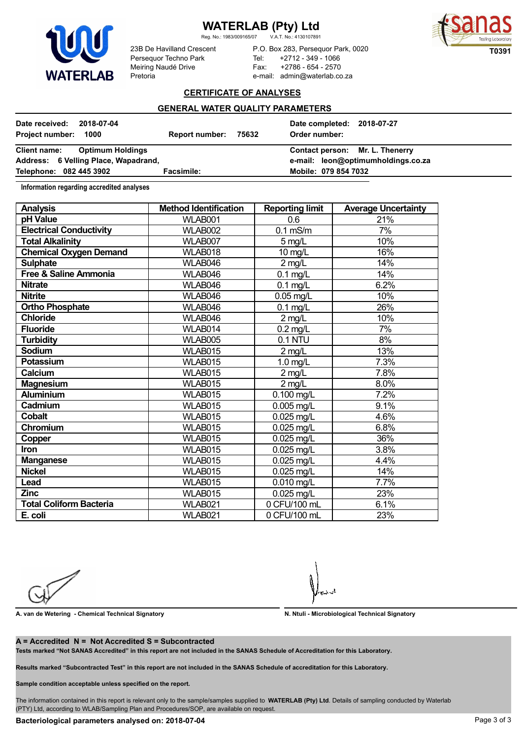**WATERLAB (Pty) Ltd**

Reg. No.: 1983/009165/07 V.A.T. No.: 4130107891

23B De Havilland Crescent
Persequor Techno Park
Meiring Naudé Drive
Pretoria

P.O. Box 283, Persequor Park, 0020
Tel: +2712 - 349 - 1066
Fax: +2786 - 654 - 2570
e-mail: admin@waterlab.co.za

T0391

## CERTIFICATE OF ANALYSES

### GENERAL WATER QUALITY PARAMETERS

**Date received:** 2018-07-04 **Date completed:** 2018-07-27
**Project number:** 1000 **Report number:** 75632 **Order number:**

**Client name:** Optimum Holdings **Contact person:** Mr. L. Thenerry
**Address:** 6 Velling Place, Wapadrand, **e-mail:** leon@optimumholdings.co.za
**Telephone:** 082 445 3902 **Facsimile:** **Mobile:** 079 854 7032

**Information regarding accredited analyses**

| Analysis | Method Identification | Reporting limit | Average Uncertainty |
|---|---|---|---|
| pH Value | WLAB001 | 0.6 | 21% |
| Electrical Conductivity | WLAB002 | 0.1 mS/m | 7% |
| Total Alkalinity | WLAB007 | 5 mg/L | 10% |
| Chemical Oxygen Demand | WLAB018 | 10 mg/L | 16% |
| Sulphate | WLAB046 | 2 mg/L | 14% |
| Free & Saline Ammonia | WLAB046 | 0.1 mg/L | 14% |
| Nitrate | WLAB046 | 0.1 mg/L | 6.2% |
| Nitrite | WLAB046 | 0.05 mg/L | 10% |
| Ortho Phosphate | WLAB046 | 0.1 mg/L | 26% |
| Chloride | WLAB046 | 2 mg/L | 10% |
| Fluoride | WLAB014 | 0.2 mg/L | 7% |
| Turbidity | WLAB005 | 0.1 NTU | 8% |
| Sodium | WLAB015 | 2 mg/L | 13% |
| Potassium | WLAB015 | 1.0 mg/L | 7.3% |
| Calcium | WLAB015 | 2 mg/L | 7.8% |
| Magnesium | WLAB015 | 2 mg/L | 8.0% |
| Aluminium | WLAB015 | 0.100 mg/L | 7.2% |
| Cadmium | WLAB015 | 0.005 mg/L | 9.1% |
| Cobalt | WLAB015 | 0.025 mg/L | 4.6% |
| Chromium | WLAB015 | 0.025 mg/L | 6.8% |
| Copper | WLAB015 | 0.025 mg/L | 36% |
| Iron | WLAB015 | 0.025 mg/L | 3.8% |
| Manganese | WLAB015 | 0.025 mg/L | 4.4% |
| Nickel | WLAB015 | 0.025 mg/L | 14% |
| Lead | WLAB015 | 0.010 mg/L | 7.7% |
| Zinc | WLAB015 | 0.025 mg/L | 23% |
| Total Coliform Bacteria | WLAB021 | 0 CFU/100 mL | 6.1% |
| E. coli | WLAB021 | 0 CFU/100 mL | 23% |

**A. van de Wetering - Chemical Technical Signatory**

**N. Ntuli - Microbiological Technical Signatory**

**A = Accredited N = Not Accredited S = Subcontracted**

**Tests marked "Not SANAS Accredited" in this report are not included in the SANAS Schedule of Accreditation for this Laboratory.**

**Results marked "Subcontracted Test" in this report are not included in the SANAS Schedule of accreditation for this Laboratory.**

**Sample condition acceptable unless specified on the report.**

The information contained in this report is relevant only to the sample/samples supplied to **WATERLAB (Pty) Ltd**. Details of sampling conducted by Waterlab (PTY) Ltd, according to WLAB/Sampling Plan and Procedures/SOP, are available on request.

**Bacteriological parameters analysed on: 2018-07-04**